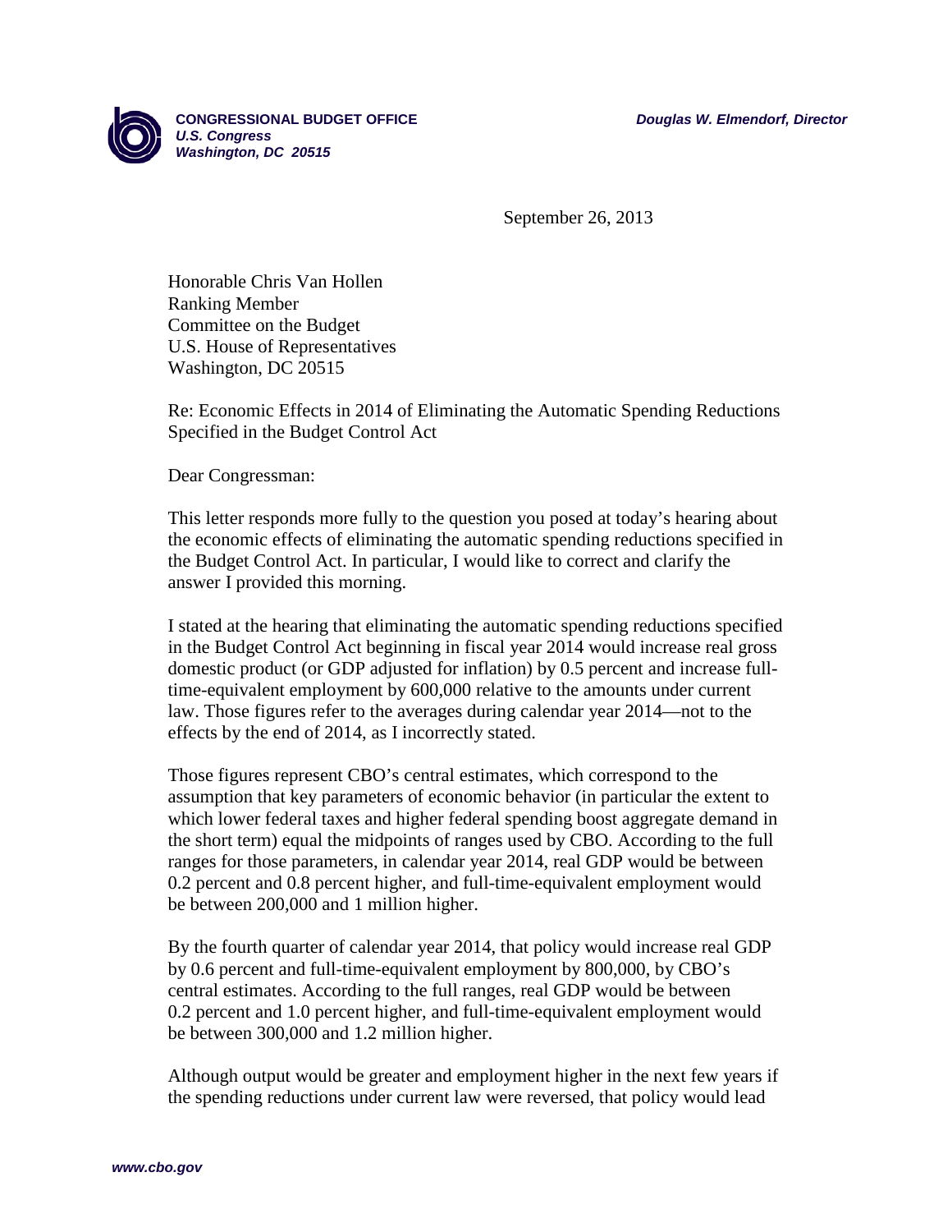**CONGRESSIONAL BUDGET OFFICE**
***U.S. Congress***
***Washington, DC 20515***

***Douglas W. Elmendorf, Director***

September 26, 2013

Honorable Chris Van Hollen
Ranking Member
Committee on the Budget
U.S. House of Representatives
Washington, DC 20515

Re: Economic Effects in 2014 of Eliminating the Automatic Spending Reductions Specified in the Budget Control Act

Dear Congressman:

This letter responds more fully to the question you posed at today's hearing about the economic effects of eliminating the automatic spending reductions specified in the Budget Control Act. In particular, I would like to correct and clarify the answer I provided this morning.

I stated at the hearing that eliminating the automatic spending reductions specified in the Budget Control Act beginning in fiscal year 2014 would increase real gross domestic product (or GDP adjusted for inflation) by 0.5 percent and increase full-time-equivalent employment by 600,000 relative to the amounts under current law. Those figures refer to the averages during calendar year 2014—not to the effects by the end of 2014, as I incorrectly stated.

Those figures represent CBO's central estimates, which correspond to the assumption that key parameters of economic behavior (in particular the extent to which lower federal taxes and higher federal spending boost aggregate demand in the short term) equal the midpoints of ranges used by CBO. According to the full ranges for those parameters, in calendar year 2014, real GDP would be between 0.2 percent and 0.8 percent higher, and full-time-equivalent employment would be between 200,000 and 1 million higher.

By the fourth quarter of calendar year 2014, that policy would increase real GDP by 0.6 percent and full-time-equivalent employment by 800,000, by CBO's central estimates. According to the full ranges, real GDP would be between 0.2 percent and 1.0 percent higher, and full-time-equivalent employment would be between 300,000 and 1.2 million higher.

Although output would be greater and employment higher in the next few years if the spending reductions under current law were reversed, that policy would lead

*www.cbo.gov*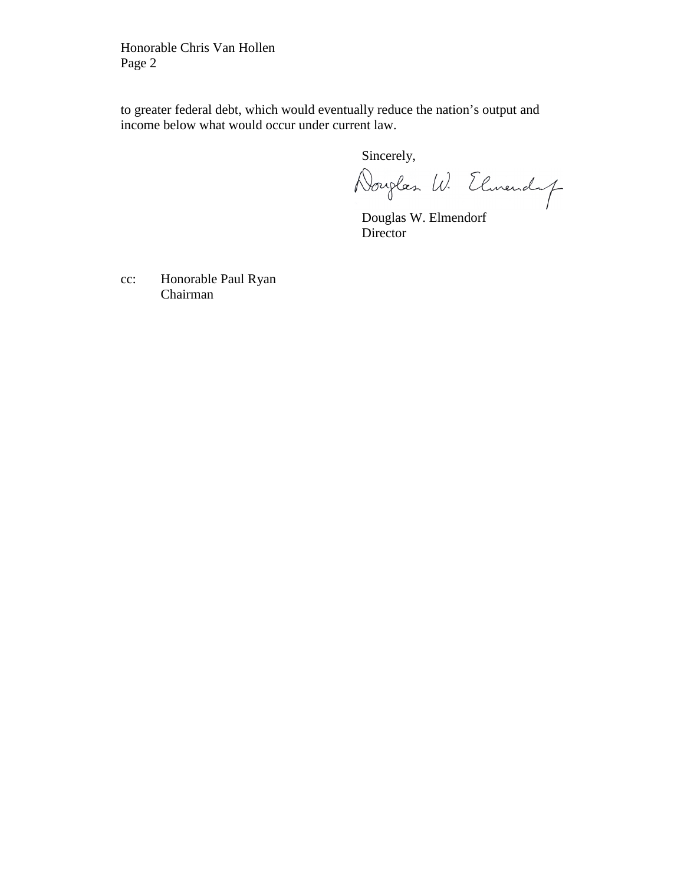to greater federal debt, which would eventually reduce the nation's output and income below what would occur under current law.

Sincerely,

Douglas W. Elmendorf
Director

cc: Honorable Paul Ryan
Chairman